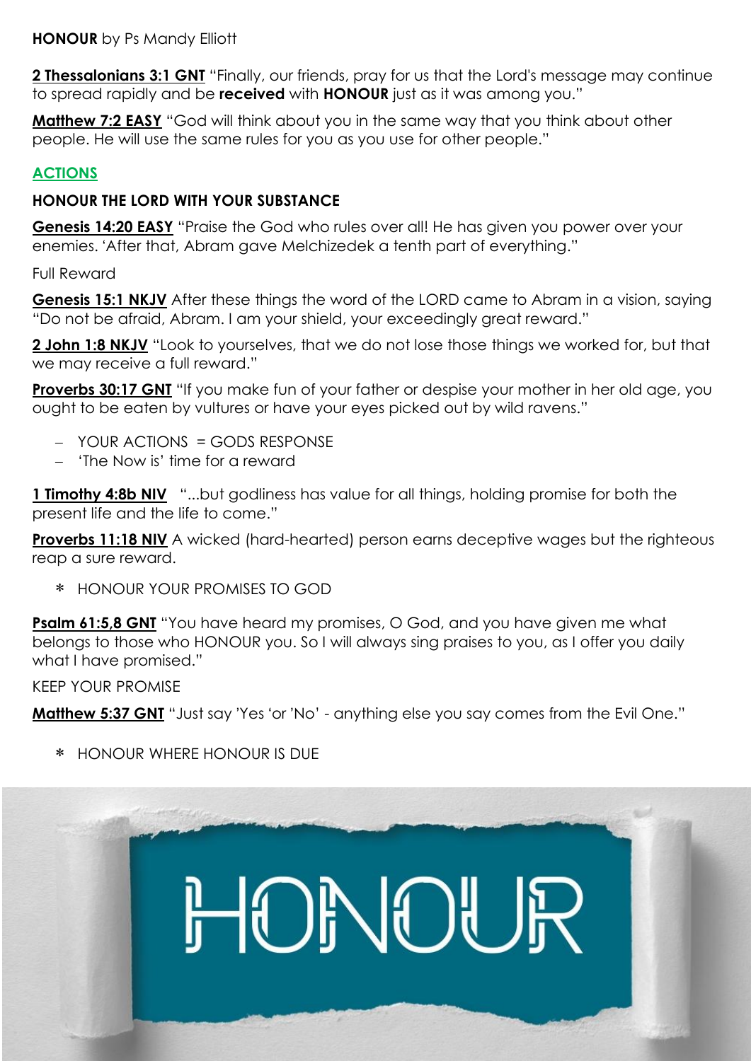**HONOUR** by Ps Mandy Elliott

**2 Thessalonians 3:1 GNT** "Finally, our friends, pray for us that the Lord's message may continue to spread rapidly and be **received** with **HONOUR** just as it was among you."

**Matthew 7:2 EASY** "God will think about you in the same way that you think about other people. He will use the same rules for you as you use for other people."

**ACTIONS**

**HONOUR THE LORD WITH YOUR SUBSTANCE**

**Genesis 14:20 EASY** "Praise the God who rules over all! He has given you power over your enemies. 'After that, Abram gave Melchizedek a tenth part of everything."

Full Reward

**Genesis 15:1 NKJV** After these things the word of the LORD came to Abram in a vision, saying "Do not be afraid, Abram. I am your shield, your exceedingly great reward."

**2 John 1:8 NKJV** "Look to yourselves, that we do not lose those things we worked for, but that we may receive a full reward."

**Proverbs 30:17 GNT** "If you make fun of your father or despise your mother in her old age, you ought to be eaten by vultures or have your eyes picked out by wild ravens."

- YOUR ACTIONS = GODS RESPONSE
- 'The Now is' time for a reward

**1 Timothy 4:8b NIV** "...but godliness has value for all things, holding promise for both the present life and the life to come."

**Proverbs 11:18 NIV** A wicked (hard-hearted) person earns deceptive wages but the righteous reap a sure reward.

* HONOUR YOUR PROMISES TO GOD

**Psalm 61:5,8 GNT** "You have heard my promises, O God, and you have given me what belongs to those who HONOUR you. So I will always sing praises to you, as I offer you daily what I have promised."

KEEP YOUR PROMISE

**Matthew 5:37 GNT** "Just say 'Yes 'or 'No' - anything else you say comes from the Evil One."

* HONOUR WHERE HONOUR IS DUE

HONOUR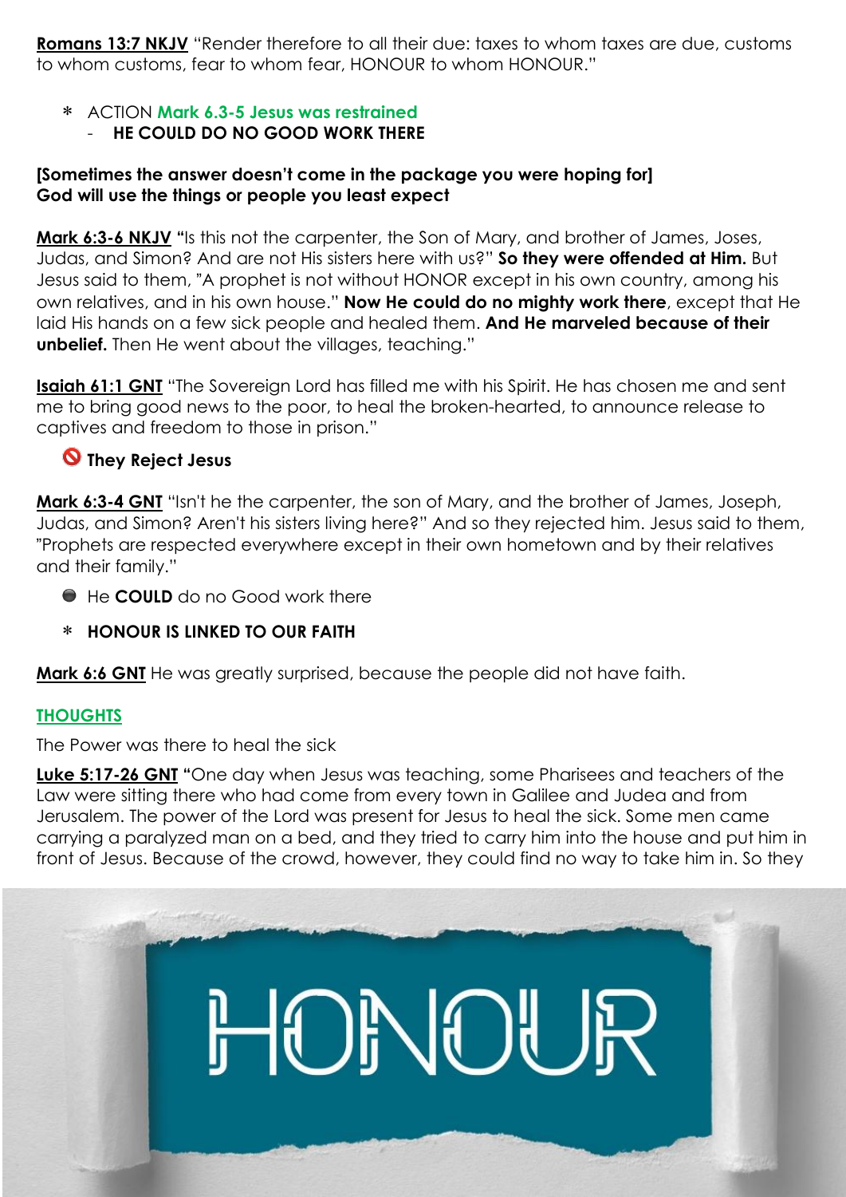**Romans 13:7 NKJV** "Render therefore to all their due: taxes to whom taxes are due, customs to whom customs, fear to whom fear, HONOUR to whom HONOUR."

* ACTION **Mark 6.3-5 Jesus was restrained**
  - **HE COULD DO NO GOOD WORK THERE**

**[Sometimes the answer doesn't come in the package you were hoping for]**
**God will use the things or people you least expect**

**Mark 6:3-6 NKJV** "Is this not the carpenter, the Son of Mary, and brother of James, Joses, Judas, and Simon? And are not His sisters here with us?" **So they were offended at Him.** But Jesus said to them, "A prophet is not without HONOR except in his own country, among his own relatives, and in his own house." **Now He could do no mighty work there**, except that He laid His hands on a few sick people and healed them. **And He marveled because of their unbelief.** Then He went about the villages, teaching."

**Isaiah 61:1 GNT** "The Sovereign Lord has filled me with his Spirit. He has chosen me and sent me to bring good news to the poor, to heal the broken-hearted, to announce release to captives and freedom to those in prison."

🚫 **They Reject Jesus**

**Mark 6:3-4 GNT** "Isn't he the carpenter, the son of Mary, and the brother of James, Joseph, Judas, and Simon? Aren't his sisters living here?" And so they rejected him. Jesus said to them, "Prophets are respected everywhere except in their own hometown and by their relatives and their family."

- He **COULD** do no Good work there

* **HONOUR IS LINKED TO OUR FAITH**

**Mark 6:6 GNT** He was greatly surprised, because the people did not have faith.

**THOUGHTS**

The Power was there to heal the sick

**Luke 5:17-26 GNT** "One day when Jesus was teaching, some Pharisees and teachers of the Law were sitting there who had come from every town in Galilee and Judea and from Jerusalem. The power of the Lord was present for Jesus to heal the sick. Some men came carrying a paralyzed man on a bed, and they tried to carry him into the house and put him in front of Jesus. Because of the crowd, however, they could find no way to take him in. So they

HONOUR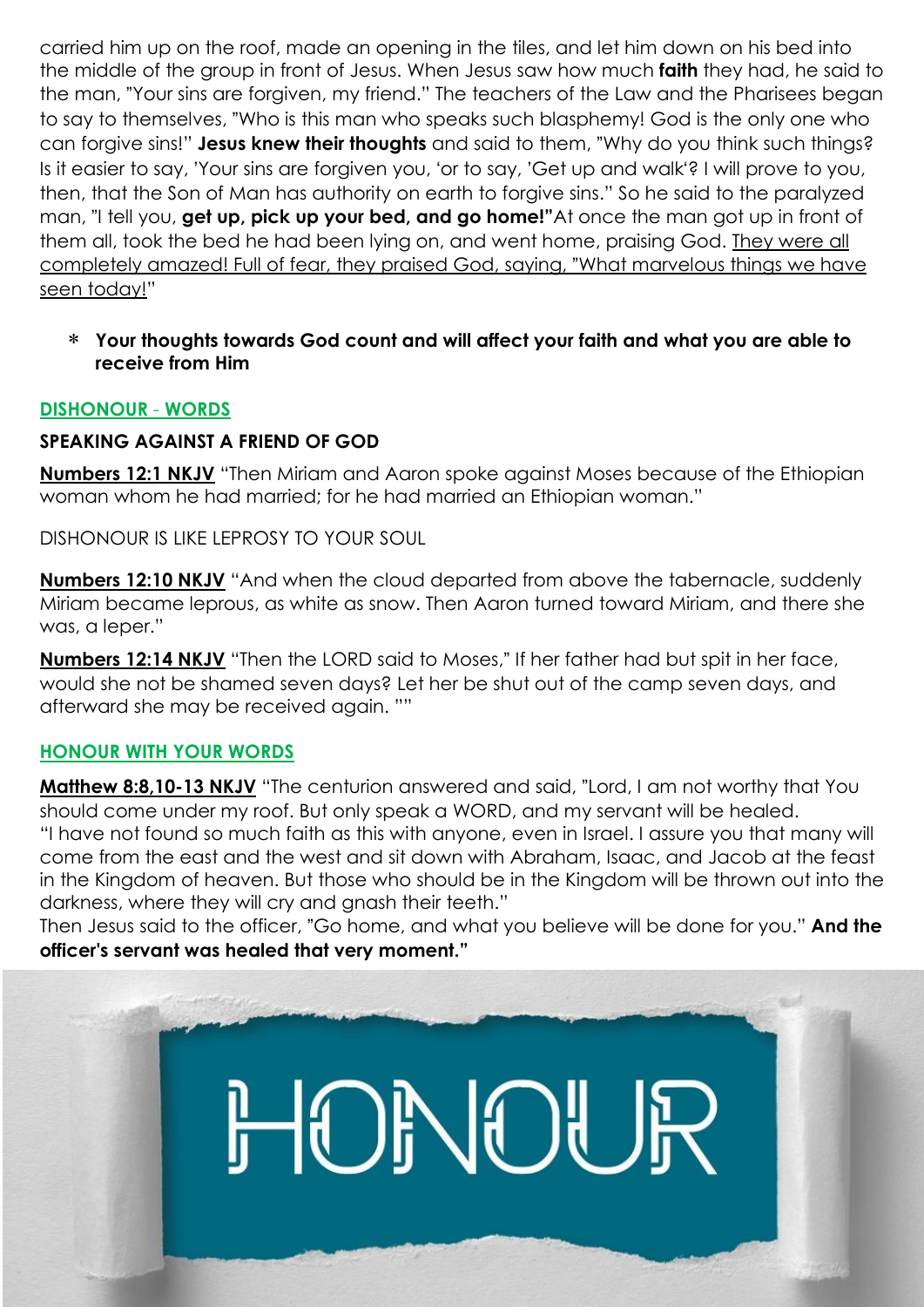carried him up on the roof, made an opening in the tiles, and let him down on his bed into the middle of the group in front of Jesus. When Jesus saw how much **faith** they had, he said to the man, "Your sins are forgiven, my friend." The teachers of the Law and the Pharisees began to say to themselves, "Who is this man who speaks such blasphemy! God is the only one who can forgive sins!" **Jesus knew their thoughts** and said to them, "Why do you think such things? Is it easier to say, 'Your sins are forgiven you, 'or to say, 'Get up and walk'? I will prove to you, then, that the Son of Man has authority on earth to forgive sins." So he said to the paralyzed man, "I tell you, **get up, pick up your bed, and go home!"** At once the man got up in front of them all, took the bed he had been lying on, and went home, praising God. <u>They were all completely amazed! Full of fear, they praised God, saying, "What marvelous things we have seen today!</u>"

* **Your thoughts towards God count and will affect your faith and what you are able to receive from Him**

## DISHONOUR - WORDS

**SPEAKING AGAINST A FRIEND OF GOD**

**Numbers 12:1 NKJV** "Then Miriam and Aaron spoke against Moses because of the Ethiopian woman whom he had married; for he had married an Ethiopian woman."

DISHONOUR IS LIKE LEPROSY TO YOUR SOUL

**Numbers 12:10 NKJV** "And when the cloud departed from above the tabernacle, suddenly Miriam became leprous, as white as snow. Then Aaron turned toward Miriam, and there she was, a leper."

**Numbers 12:14 NKJV** "Then the LORD said to Moses," If her father had but spit in her face, would she not be shamed seven days? Let her be shut out of the camp seven days, and afterward she may be received again. ""

## HONOUR WITH YOUR WORDS

**Matthew 8:8,10-13 NKJV** "The centurion answered and said, "Lord, I am not worthy that You should come under my roof. But only speak a WORD, and my servant will be healed.
"I have not found so much faith as this with anyone, even in Israel. I assure you that many will come from the east and the west and sit down with Abraham, Isaac, and Jacob at the feast in the Kingdom of heaven. But those who should be in the Kingdom will be thrown out into the darkness, where they will cry and gnash their teeth."
Then Jesus said to the officer, "Go home, and what you believe will be done for you." **And the officer's servant was healed that very moment."**

HONOUR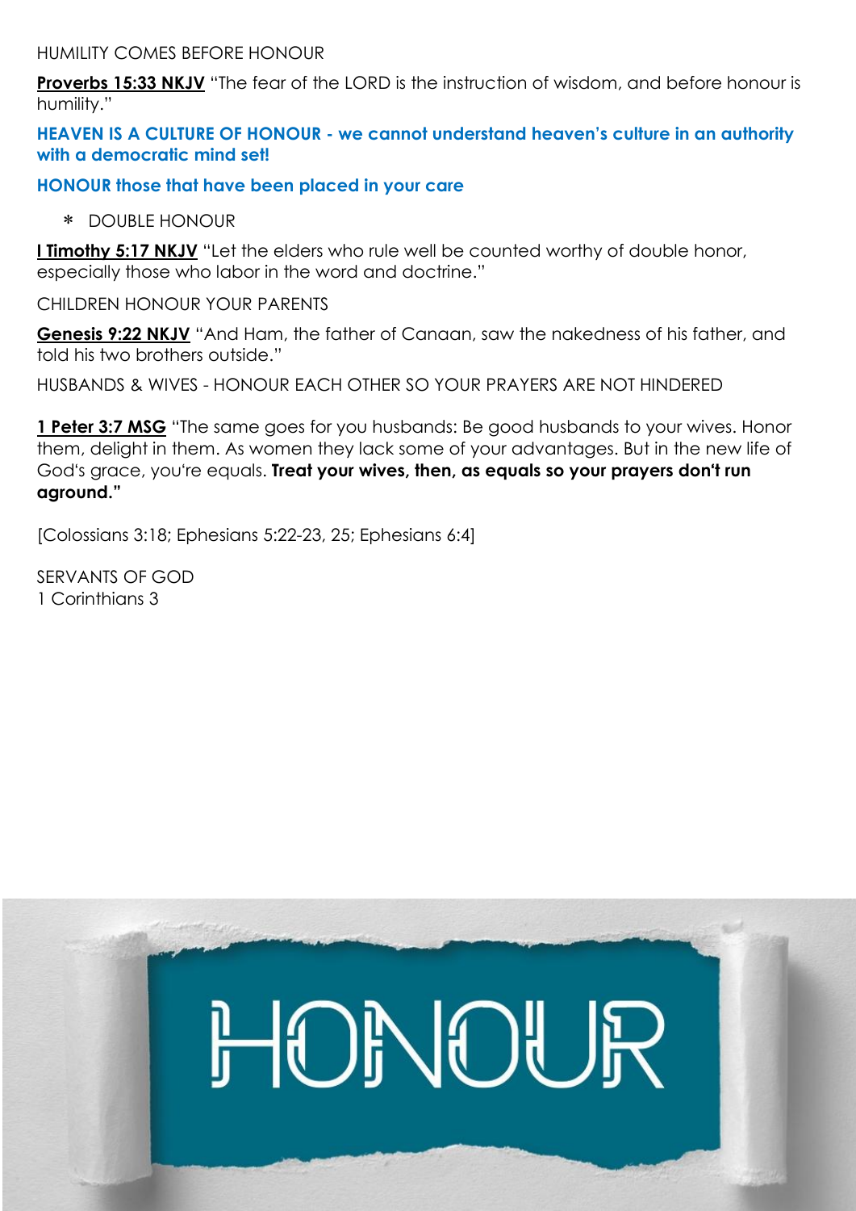HUMILITY COMES BEFORE HONOUR

**Proverbs 15:33 NKJV** "The fear of the LORD is the instruction of wisdom, and before honour is humility."

**HEAVEN IS A CULTURE OF HONOUR - we cannot understand heaven's culture in an authority with a democratic mind set!**

**HONOUR those that have been placed in your care**

* DOUBLE HONOUR

**I Timothy 5:17 NKJV** "Let the elders who rule well be counted worthy of double honor, especially those who labor in the word and doctrine."

CHILDREN HONOUR YOUR PARENTS

**Genesis 9:22 NKJV** "And Ham, the father of Canaan, saw the nakedness of his father, and told his two brothers outside."

HUSBANDS & WIVES - HONOUR EACH OTHER SO YOUR PRAYERS ARE NOT HINDERED

**1 Peter 3:7 MSG** "The same goes for you husbands: Be good husbands to your wives. Honor them, delight in them. As women they lack some of your advantages. But in the new life of God's grace, you're equals. **Treat your wives, then, as equals so your prayers don't run aground."**

[Colossians 3:18; Ephesians 5:22-23, 25; Ephesians 6:4]

SERVANTS OF GOD
1 Corinthians 3

HONOUR